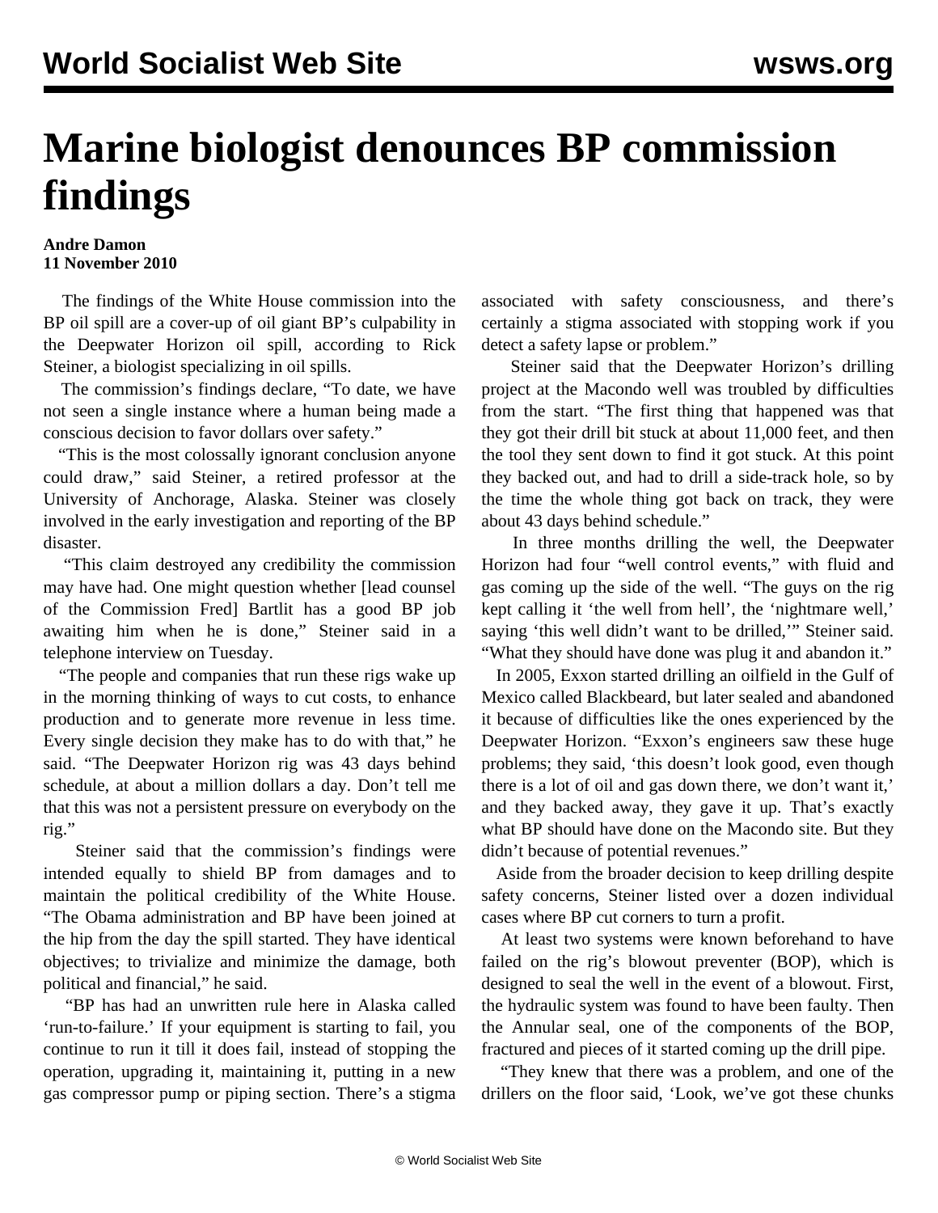# Marine biologist denounces BP commission findings

**Andre Damon**
**11 November 2010**

The findings of the White House commission into the BP oil spill are a cover-up of oil giant BP's culpability in the Deepwater Horizon oil spill, according to Rick Steiner, a biologist specializing in oil spills.

The commission's findings declare, "To date, we have not seen a single instance where a human being made a conscious decision to favor dollars over safety."

"This is the most colossally ignorant conclusion anyone could draw," said Steiner, a retired professor at the University of Anchorage, Alaska. Steiner was closely involved in the early investigation and reporting of the BP disaster.

"This claim destroyed any credibility the commission may have had. One might question whether [lead counsel of the Commission Fred] Bartlit has a good BP job awaiting him when he is done," Steiner said in a telephone interview on Tuesday.

"The people and companies that run these rigs wake up in the morning thinking of ways to cut costs, to enhance production and to generate more revenue in less time. Every single decision they make has to do with that," he said. "The Deepwater Horizon rig was 43 days behind schedule, at about a million dollars a day. Don't tell me that this was not a persistent pressure on everybody on the rig."

Steiner said that the commission's findings were intended equally to shield BP from damages and to maintain the political credibility of the White House. "The Obama administration and BP have been joined at the hip from the day the spill started. They have identical objectives; to trivialize and minimize the damage, both political and financial," he said.

"BP has had an unwritten rule here in Alaska called 'run-to-failure.' If your equipment is starting to fail, you continue to run it till it does fail, instead of stopping the operation, upgrading it, maintaining it, putting in a new gas compressor pump or piping section. There's a stigma associated with safety consciousness, and there's certainly a stigma associated with stopping work if you detect a safety lapse or problem."

Steiner said that the Deepwater Horizon's drilling project at the Macondo well was troubled by difficulties from the start. "The first thing that happened was that they got their drill bit stuck at about 11,000 feet, and then the tool they sent down to find it got stuck. At this point they backed out, and had to drill a side-track hole, so by the time the whole thing got back on track, they were about 43 days behind schedule."

In three months drilling the well, the Deepwater Horizon had four "well control events," with fluid and gas coming up the side of the well. "The guys on the rig kept calling it 'the well from hell', the 'nightmare well,' saying 'this well didn't want to be drilled,'" Steiner said. "What they should have done was plug it and abandon it."

In 2005, Exxon started drilling an oilfield in the Gulf of Mexico called Blackbeard, but later sealed and abandoned it because of difficulties like the ones experienced by the Deepwater Horizon. "Exxon's engineers saw these huge problems; they said, 'this doesn't look good, even though there is a lot of oil and gas down there, we don't want it,' and they backed away, they gave it up. That's exactly what BP should have done on the Macondo site. But they didn't because of potential revenues."

Aside from the broader decision to keep drilling despite safety concerns, Steiner listed over a dozen individual cases where BP cut corners to turn a profit.

At least two systems were known beforehand to have failed on the rig's blowout preventer (BOP), which is designed to seal the well in the event of a blowout. First, the hydraulic system was found to have been faulty. Then the Annular seal, one of the components of the BOP, fractured and pieces of it started coming up the drill pipe.

"They knew that there was a problem, and one of the drillers on the floor said, 'Look, we've got these chunks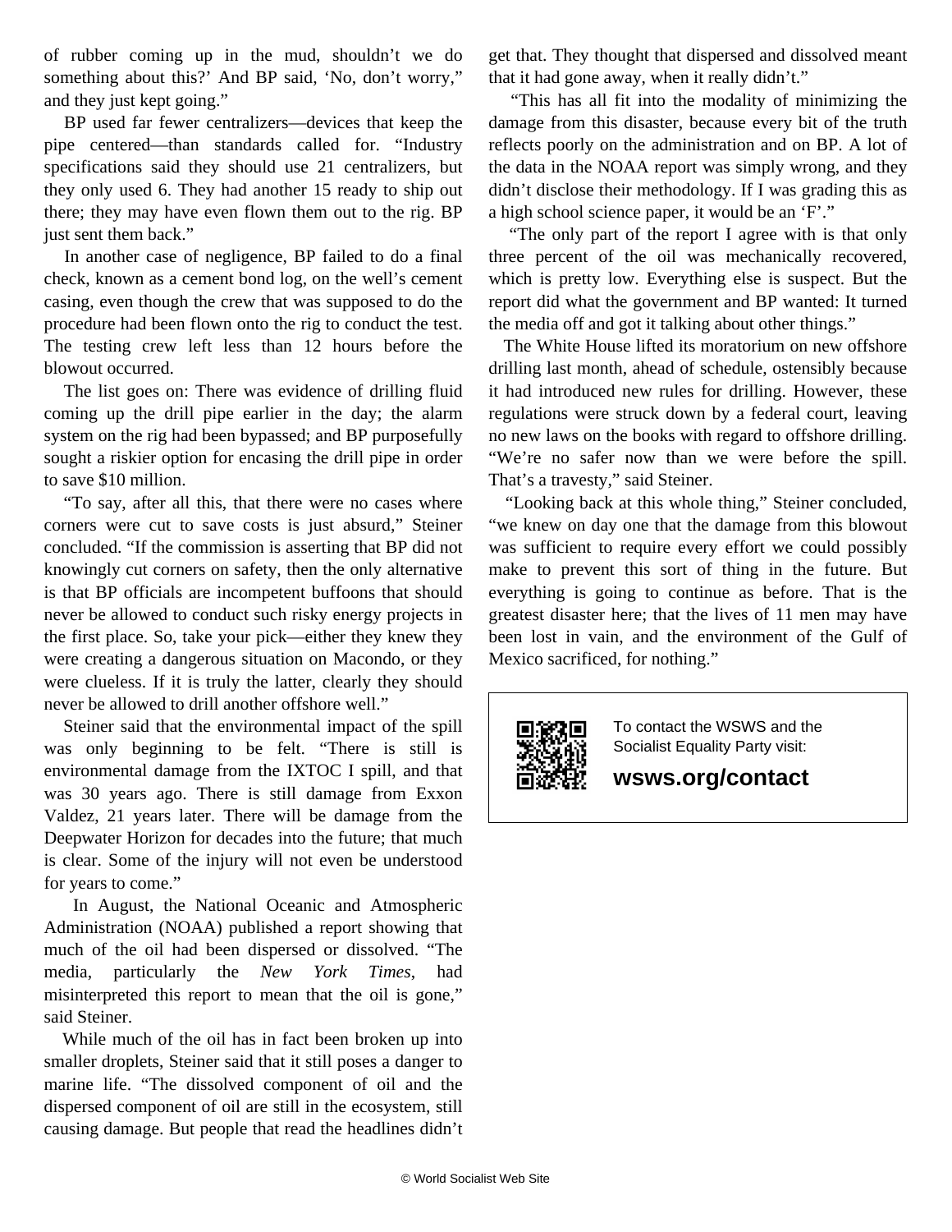of rubber coming up in the mud, shouldn't we do something about this?' And BP said, 'No, don't worry," and they just kept going."

BP used far fewer centralizers—devices that keep the pipe centered—than standards called for. "Industry specifications said they should use 21 centralizers, but they only used 6. They had another 15 ready to ship out there; they may have even flown them out to the rig. BP just sent them back."

In another case of negligence, BP failed to do a final check, known as a cement bond log, on the well's cement casing, even though the crew that was supposed to do the procedure had been flown onto the rig to conduct the test. The testing crew left less than 12 hours before the blowout occurred.

The list goes on: There was evidence of drilling fluid coming up the drill pipe earlier in the day; the alarm system on the rig had been bypassed; and BP purposefully sought a riskier option for encasing the drill pipe in order to save $10 million.

"To say, after all this, that there were no cases where corners were cut to save costs is just absurd," Steiner concluded. "If the commission is asserting that BP did not knowingly cut corners on safety, then the only alternative is that BP officials are incompetent buffoons that should never be allowed to conduct such risky energy projects in the first place. So, take your pick—either they knew they were creating a dangerous situation on Macondo, or they were clueless. If it is truly the latter, clearly they should never be allowed to drill another offshore well."

Steiner said that the environmental impact of the spill was only beginning to be felt. "There is still is environmental damage from the IXTOC I spill, and that was 30 years ago. There is still damage from Exxon Valdez, 21 years later. There will be damage from the Deepwater Horizon for decades into the future; that much is clear. Some of the injury will not even be understood for years to come."

In August, the National Oceanic and Atmospheric Administration (NOAA) published a report showing that much of the oil had been dispersed or dissolved. "The media, particularly the *New York Times*, had misinterpreted this report to mean that the oil is gone," said Steiner.

While much of the oil has in fact been broken up into smaller droplets, Steiner said that it still poses a danger to marine life. "The dissolved component of oil and the dispersed component of oil are still in the ecosystem, still causing damage. But people that read the headlines didn't get that. They thought that dispersed and dissolved meant that it had gone away, when it really didn't."

"This has all fit into the modality of minimizing the damage from this disaster, because every bit of the truth reflects poorly on the administration and on BP. A lot of the data in the NOAA report was simply wrong, and they didn't disclose their methodology. If I was grading this as a high school science paper, it would be an 'F'."

"The only part of the report I agree with is that only three percent of the oil was mechanically recovered, which is pretty low. Everything else is suspect. But the report did what the government and BP wanted: It turned the media off and got it talking about other things."

The White House lifted its moratorium on new offshore drilling last month, ahead of schedule, ostensibly because it had introduced new rules for drilling. However, these regulations were struck down by a federal court, leaving no new laws on the books with regard to offshore drilling. "We're no safer now than we were before the spill. That's a travesty," said Steiner.

"Looking back at this whole thing," Steiner concluded, "we knew on day one that the damage from this blowout was sufficient to require every effort we could possibly make to prevent this sort of thing in the future. But everything is going to continue as before. That is the greatest disaster here; that the lives of 11 men may have been lost in vain, and the environment of the Gulf of Mexico sacrificed, for nothing."

To contact the WSWS and the Socialist Equality Party visit:

**wsws.org/contact**